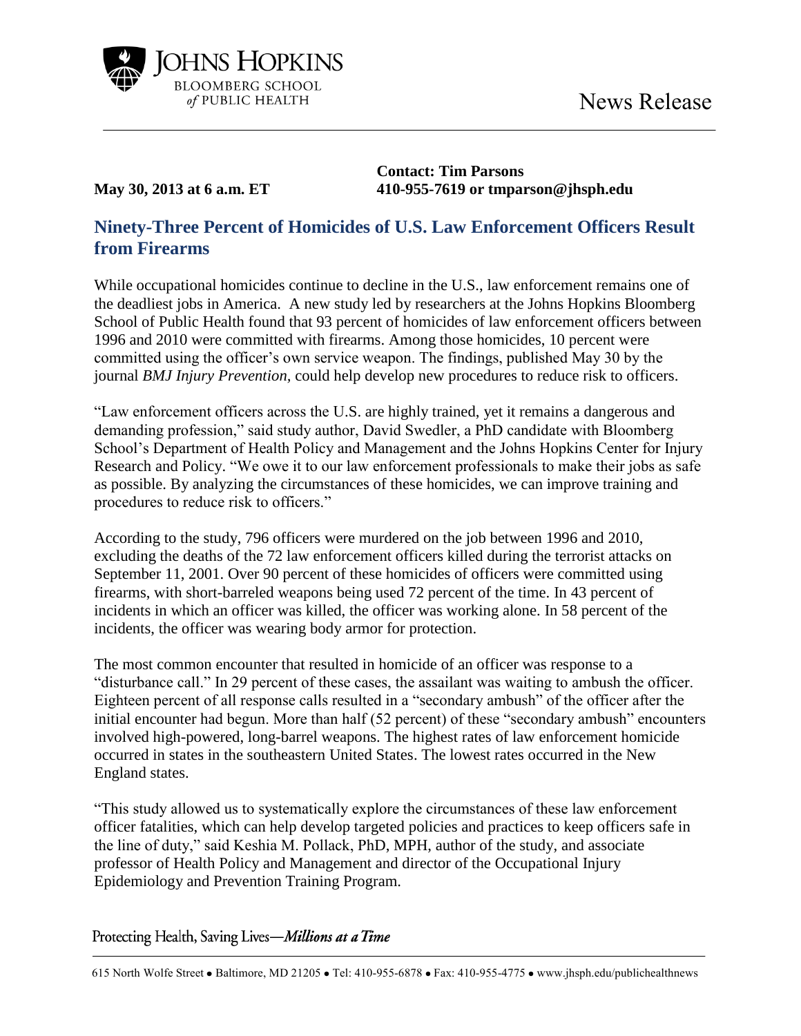JOHNS HOPKINS
BLOOMBERG SCHOOL *of* PUBLIC HEALTH

News Release

**May 30, 2013 at 6 a.m. ET**

**Contact: Tim Parsons**
**410-955-7619 or tmparson@jhsph.edu**

## Ninety-Three Percent of Homicides of U.S. Law Enforcement Officers Result from Firearms

While occupational homicides continue to decline in the U.S., law enforcement remains one of the deadliest jobs in America. A new study led by researchers at the Johns Hopkins Bloomberg School of Public Health found that 93 percent of homicides of law enforcement officers between 1996 and 2010 were committed with firearms. Among those homicides, 10 percent were committed using the officer's own service weapon. The findings, published May 30 by the journal *BMJ Injury Prevention,* could help develop new procedures to reduce risk to officers.

"Law enforcement officers across the U.S. are highly trained, yet it remains a dangerous and demanding profession," said study author, David Swedler, a PhD candidate with Bloomberg School's Department of Health Policy and Management and the Johns Hopkins Center for Injury Research and Policy. "We owe it to our law enforcement professionals to make their jobs as safe as possible. By analyzing the circumstances of these homicides, we can improve training and procedures to reduce risk to officers."

According to the study, 796 officers were murdered on the job between 1996 and 2010, excluding the deaths of the 72 law enforcement officers killed during the terrorist attacks on September 11, 2001. Over 90 percent of these homicides of officers were committed using firearms, with short-barreled weapons being used 72 percent of the time. In 43 percent of incidents in which an officer was killed, the officer was working alone. In 58 percent of the incidents, the officer was wearing body armor for protection.

The most common encounter that resulted in homicide of an officer was response to a "disturbance call." In 29 percent of these cases, the assailant was waiting to ambush the officer. Eighteen percent of all response calls resulted in a "secondary ambush" of the officer after the initial encounter had begun. More than half (52 percent) of these "secondary ambush" encounters involved high-powered, long-barrel weapons. The highest rates of law enforcement homicide occurred in states in the southeastern United States. The lowest rates occurred in the New England states.

"This study allowed us to systematically explore the circumstances of these law enforcement officer fatalities, which can help develop targeted policies and practices to keep officers safe in the line of duty," said Keshia M. Pollack, PhD, MPH, author of the study, and associate professor of Health Policy and Management and director of the Occupational Injury Epidemiology and Prevention Training Program.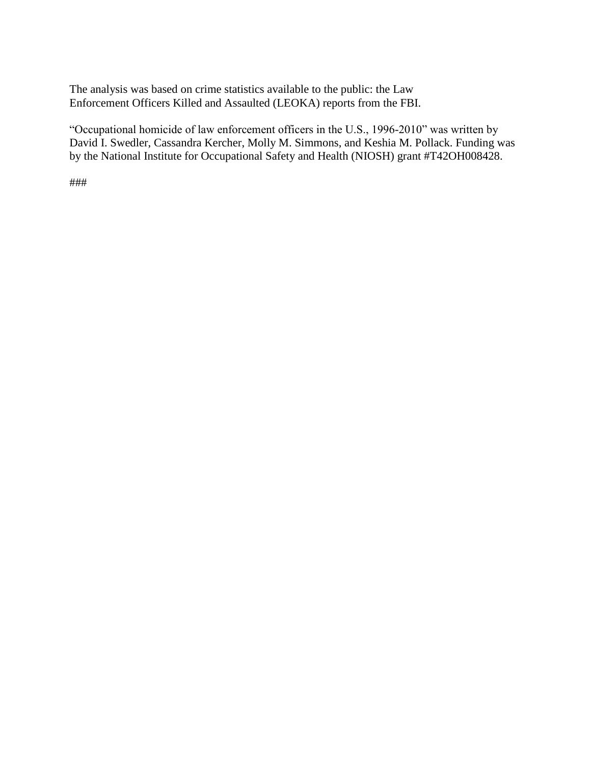The analysis was based on crime statistics available to the public: the Law Enforcement Officers Killed and Assaulted (LEOKA) reports from the FBI.

"Occupational homicide of law enforcement officers in the U.S., 1996-2010" was written by David I. Swedler, Cassandra Kercher, Molly M. Simmons, and Keshia M. Pollack. Funding was by the National Institute for Occupational Safety and Health (NIOSH) grant #T42OH008428.

###